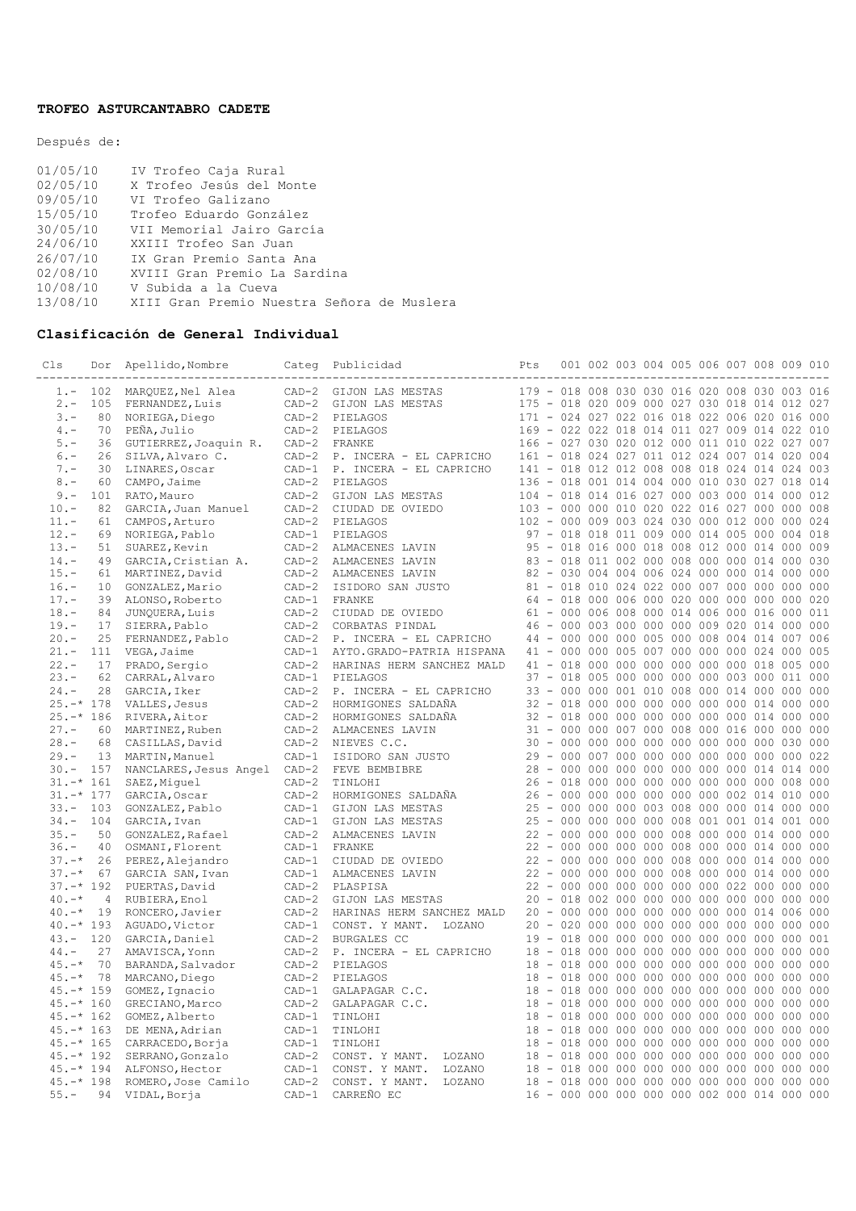**TROFEO ASTURCANTABRO CADETE**

Después de:

| | |
|---|---|
| 01/05/10 | IV Trofeo Caja Rural |
| 02/05/10 | X Trofeo Jesús del Monte |
| 09/05/10 | VI Trofeo Galizano |
| 15/05/10 | Trofeo Eduardo González |
| 30/05/10 | VII Memorial Jairo García |
| 24/06/10 | XXIII Trofeo San Juan |
| 26/07/10 | IX Gran Premio Santa Ana |
| 02/08/10 | XVIII Gran Premio La Sardina |
| 10/08/10 | V Subida a la Cueva |
| 13/08/10 | XIII Gran Premio Nuestra Señora de Muslera |

**Clasificación de General Individual**

| Cls | Dor | Apellido,Nombre | Categ | Publicidad | Pts | 001 | 002 | 003 | 004 | 005 | 006 | 007 | 008 | 009 | 010 |
|---|---|---|---|---|---|---|---|---|---|---|---|---|---|---|---|
| 1.- | 102 | MARQUEZ,Nel Alea | CAD-2 | GIJON LAS MESTAS | 179 | 018 | 008 | 030 | 030 | 016 | 020 | 008 | 030 | 003 | 016 |
| 2.- | 105 | FERNANDEZ,Luis | CAD-2 | GIJON LAS MESTAS | 175 | 018 | 020 | 009 | 000 | 027 | 030 | 018 | 014 | 012 | 027 |
| 3.- | 80 | NORIEGA,Diego | CAD-2 | PIELAGOS | 171 | 024 | 027 | 022 | 016 | 018 | 022 | 006 | 020 | 016 | 000 |
| 4.- | 70 | PEÑA,Julio | CAD-2 | PIELAGOS | 169 | 022 | 022 | 018 | 014 | 011 | 027 | 009 | 014 | 022 | 010 |
| 5.- | 36 | GUTIERREZ,Joaquin R. | CAD-2 | FRANKE | 166 | 027 | 030 | 020 | 012 | 000 | 011 | 010 | 022 | 027 | 007 |
| 6.- | 26 | SILVA,Alvaro C. | CAD-2 | P. INCERA - EL CAPRICHO | 161 | 018 | 024 | 027 | 011 | 012 | 024 | 007 | 014 | 020 | 004 |
| 7.- | 30 | LINARES,Oscar | CAD-1 | P. INCERA - EL CAPRICHO | 141 | 018 | 012 | 012 | 008 | 008 | 018 | 024 | 014 | 024 | 003 |
| 8.- | 60 | CAMPO,Jaime | CAD-2 | PIELAGOS | 136 | 018 | 001 | 014 | 004 | 000 | 010 | 030 | 027 | 018 | 014 |
| 9.- | 101 | RATO,Mauro | CAD-2 | GIJON LAS MESTAS | 104 | 018 | 014 | 016 | 027 | 000 | 003 | 000 | 014 | 000 | 012 |
| 10.- | 82 | GARCIA,Juan Manuel | CAD-2 | CIUDAD DE OVIEDO | 103 | 000 | 000 | 010 | 020 | 022 | 016 | 027 | 000 | 000 | 008 |
| 11.- | 61 | CAMPOS,Arturo | CAD-2 | PIELAGOS | 102 | 000 | 009 | 003 | 024 | 030 | 000 | 012 | 000 | 000 | 024 |
| 12.- | 69 | NORIEGA,Pablo | CAD-1 | PIELAGOS | 97 | 018 | 018 | 011 | 009 | 000 | 014 | 005 | 000 | 004 | 018 |
| 13.- | 51 | SUAREZ,Kevin | CAD-2 | ALMACENES LAVIN | 95 | 018 | 016 | 000 | 018 | 008 | 012 | 000 | 014 | 000 | 009 |
| 14.- | 49 | GARCIA,Cristian A. | CAD-2 | ALMACENES LAVIN | 83 | 018 | 011 | 002 | 000 | 008 | 000 | 000 | 014 | 000 | 030 |
| 15.- | 61 | MARTINEZ,David | CAD-2 | ALMACENES LAVIN | 82 | 030 | 004 | 004 | 006 | 024 | 000 | 000 | 014 | 000 | 000 |
| 16.- | 10 | GONZALEZ,Mario | CAD-2 | ISIDORO SAN JUSTO | 81 | 018 | 010 | 024 | 022 | 000 | 007 | 000 | 000 | 000 | 000 |
| 17.- | 39 | ALONSO,Roberto | CAD-1 | FRANKE | 64 | 018 | 000 | 006 | 000 | 020 | 000 | 000 | 000 | 000 | 020 |
| 18.- | 84 | JUNQUERA,Luis | CAD-2 | CIUDAD DE OVIEDO | 61 | 000 | 006 | 008 | 000 | 014 | 006 | 000 | 016 | 000 | 011 |
| 19.- | 17 | SIERRA,Pablo | CAD-2 | CORBATAS PINDAL | 46 | 000 | 003 | 000 | 000 | 000 | 009 | 020 | 014 | 000 | 000 |
| 20.- | 25 | FERNANDEZ,Pablo | CAD-2 | P. INCERA - EL CAPRICHO | 44 | 000 | 000 | 000 | 005 | 000 | 008 | 004 | 014 | 007 | 006 |
| 21.- | 111 | VEGA,Jaime | CAD-1 | AYTO.GRADO-PATRIA HISPANA | 41 | 000 | 000 | 005 | 007 | 000 | 000 | 000 | 024 | 000 | 005 |
| 22.- | 17 | PRADO,Sergio | CAD-2 | HARINAS HERM SANCHEZ MALD | 41 | 018 | 000 | 000 | 000 | 000 | 000 | 000 | 018 | 005 | 000 |
| 23.- | 62 | CARRAL,Alvaro | CAD-1 | PIELAGOS | 37 | 018 | 005 | 000 | 000 | 000 | 000 | 003 | 000 | 011 | 000 |
| 24.- | 28 | GARCIA,Iker | CAD-2 | P. INCERA - EL CAPRICHO | 33 | 000 | 000 | 001 | 010 | 008 | 000 | 014 | 000 | 000 | 000 |
| 25.-* | 178 | VALLES,Jesus | CAD-2 | HORMIGONES SALDAÑA | 32 | 018 | 000 | 000 | 000 | 000 | 000 | 000 | 014 | 000 | 000 |
| 25.-* | 186 | RIVERA,Aitor | CAD-2 | HORMIGONES SALDAÑA | 32 | 018 | 000 | 000 | 000 | 000 | 000 | 000 | 014 | 000 | 000 |
| 27.- | 60 | MARTINEZ,Ruben | CAD-2 | ALMACENES LAVIN | 31 | 000 | 000 | 007 | 000 | 008 | 000 | 016 | 000 | 000 | 000 |
| 28.- | 68 | CASILLAS,David | CAD-2 | NIEVES C.C. | 30 | 000 | 000 | 000 | 000 | 000 | 000 | 000 | 000 | 030 | 000 |
| 29.- | 13 | MARTIN,Manuel | CAD-1 | ISIDORO SAN JUSTO | 29 | 000 | 007 | 000 | 000 | 000 | 000 | 000 | 000 | 000 | 022 |
| 30.- | 157 | NANCLARES,Jesus Angel | CAD-2 | FEVE BEMBIBRE | 28 | 000 | 000 | 000 | 000 | 000 | 000 | 000 | 014 | 014 | 000 |
| 31.-* | 161 | SAEZ,Miguel | CAD-2 | TINLOHI | 26 | 018 | 000 | 000 | 000 | 000 | 000 | 000 | 000 | 008 | 000 |
| 31.-* | 177 | GARCIA,Oscar | CAD-2 | HORMIGONES SALDAÑA | 26 | 000 | 000 | 000 | 000 | 000 | 000 | 002 | 014 | 010 | 000 |
| 33.- | 103 | GONZALEZ,Pablo | CAD-1 | GIJON LAS MESTAS | 25 | 000 | 000 | 000 | 003 | 008 | 000 | 000 | 014 | 000 | 000 |
| 34.- | 104 | GARCIA,Ivan | CAD-1 | GIJON LAS MESTAS | 25 | 000 | 000 | 000 | 000 | 008 | 001 | 001 | 014 | 001 | 000 |
| 35.- | 50 | GONZALEZ,Rafael | CAD-2 | ALMACENES LAVIN | 22 | 000 | 000 | 000 | 000 | 008 | 000 | 000 | 014 | 000 | 000 |
| 36.- | 40 | OSMANI,Florent | CAD-1 | FRANKE | 22 | 000 | 000 | 000 | 000 | 008 | 000 | 000 | 014 | 000 | 000 |
| 37.-* | 26 | PEREZ,Alejandro | CAD-1 | CIUDAD DE OVIEDO | 22 | 000 | 000 | 000 | 000 | 008 | 000 | 000 | 014 | 000 | 000 |
| 37.-* | 67 | GARCIA SAN,Ivan | CAD-1 | ALMACENES LAVIN | 22 | 000 | 000 | 000 | 000 | 008 | 000 | 000 | 014 | 000 | 000 |
| 37.-* | 192 | PUERTAS,David | CAD-2 | PLASPISA | 22 | 000 | 000 | 000 | 000 | 000 | 000 | 022 | 000 | 000 | 000 |
| 40.-* | 4 | RUBIERA,Enol | CAD-2 | GIJON LAS MESTAS | 20 | 018 | 002 | 000 | 000 | 000 | 000 | 000 | 000 | 000 | 000 |
| 40.-* | 19 | RONCERO,Javier | CAD-2 | HARINAS HERM SANCHEZ MALD | 20 | 000 | 000 | 000 | 000 | 000 | 000 | 000 | 014 | 006 | 000 |
| 40.-* | 193 | AGUADO,Victor | CAD-1 | CONST. Y MANT. LOZANO | 20 | 020 | 000 | 000 | 000 | 000 | 000 | 000 | 000 | 000 | 000 |
| 43.- | 120 | GARCIA,Daniel | CAD-2 | BURGALES CC | 19 | 018 | 000 | 000 | 000 | 000 | 000 | 000 | 000 | 000 | 001 |
| 44.- | 27 | AMAVISCA,Yonn | CAD-2 | P. INCERA - EL CAPRICHO | 18 | 000 | 000 | 000 | 000 | 000 | 000 | 000 | 018 | 000 | 000 |
| 45.-* | 70 | BARANDA,Salvador | CAD-2 | PIELAGOS | 18 | 018 | 000 | 000 | 000 | 000 | 000 | 000 | 000 | 000 | 000 |
| 45.-* | 78 | MARCANO,Diego | CAD-2 | PIELAGOS | 18 | 018 | 000 | 000 | 000 | 000 | 000 | 000 | 000 | 000 | 000 |
| 45.-* | 159 | GOMEZ,Ignacio | CAD-1 | GALAPAGAR C.C. | 18 | 018 | 000 | 000 | 000 | 000 | 000 | 000 | 000 | 000 | 000 |
| 45.-* | 160 | GRECIANO,Marco | CAD-2 | GALAPAGAR C.C. | 18 | 018 | 000 | 000 | 000 | 000 | 000 | 000 | 000 | 000 | 000 |
| 45.-* | 162 | GOMEZ,Alberto | CAD-1 | TINLOHI | 18 | 018 | 000 | 000 | 000 | 000 | 000 | 000 | 000 | 000 | 000 |
| 45.-* | 163 | DE MENA,Adrian | CAD-1 | TINLOHI | 18 | 018 | 000 | 000 | 000 | 000 | 000 | 000 | 000 | 000 | 000 |
| 45.-* | 165 | CARRACEDO,Borja | CAD-1 | TINLOHI | 18 | 018 | 000 | 000 | 000 | 000 | 000 | 000 | 000 | 000 | 000 |
| 45.-* | 192 | SERRANO,Gonzalo | CAD-2 | CONST. Y MANT. LOZANO | 18 | 018 | 000 | 000 | 000 | 000 | 000 | 000 | 000 | 000 | 000 |
| 45.-* | 194 | ALFONSO,Hector | CAD-1 | CONST. Y MANT. LOZANO | 18 | 018 | 000 | 000 | 000 | 000 | 000 | 000 | 000 | 000 | 000 |
| 45.-* | 198 | ROMERO,Jose Camilo | CAD-2 | CONST. Y MANT. LOZANO | 18 | 018 | 000 | 000 | 000 | 000 | 000 | 000 | 000 | 000 | 000 |
| 55.- | 94 | VIDAL,Borja | CAD-1 | CARREÑO EC | 16 | 000 | 000 | 000 | 000 | 002 | 000 | 014 | 000 | 000 | 000 |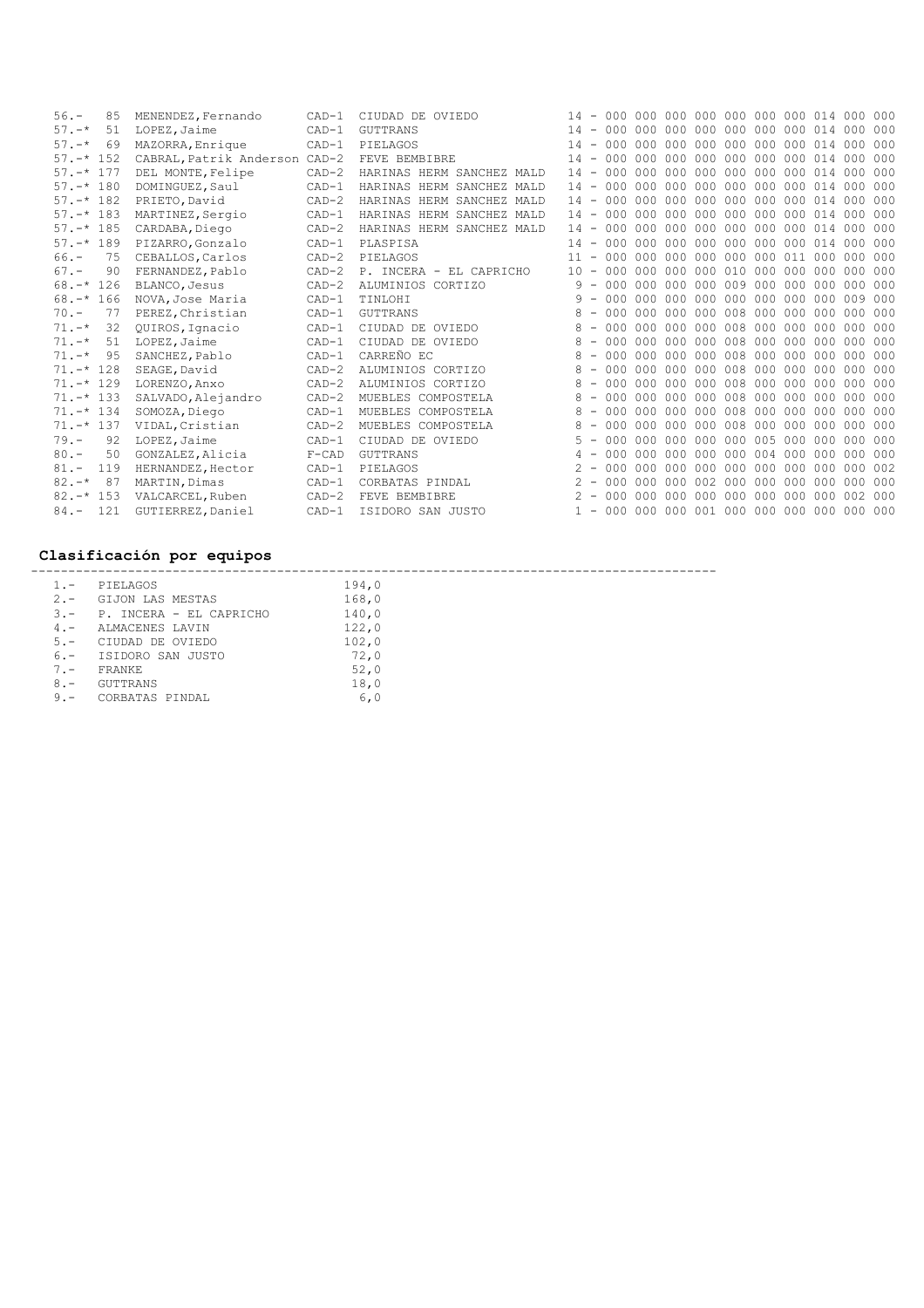| | | | | | | |
|---|---|---|---|---|---|---|
| 56.- | 85 | MENENDEZ,Fernando | CAD-1 | CIUDAD DE OVIEDO | 14 | - 000 000 000 000 000 000 000 014 000 000 |
| 57.-* | 51 | LOPEZ,Jaime | CAD-1 | GUTTRANS | 14 | - 000 000 000 000 000 000 000 014 000 000 |
| 57.-* | 69 | MAZORRA,Enrique | CAD-1 | PIELAGOS | 14 | - 000 000 000 000 000 000 000 014 000 000 |
| 57.-* | 152 | CABRAL,Patrik Anderson | CAD-2 | FEVE BEMBIBRE | 14 | - 000 000 000 000 000 000 000 014 000 000 |
| 57.-* | 177 | DEL MONTE,Felipe | CAD-2 | HARINAS HERM SANCHEZ MALD | 14 | - 000 000 000 000 000 000 000 014 000 000 |
| 57.-* | 180 | DOMINGUEZ,Saul | CAD-1 | HARINAS HERM SANCHEZ MALD | 14 | - 000 000 000 000 000 000 000 014 000 000 |
| 57.-* | 182 | PRIETO,David | CAD-2 | HARINAS HERM SANCHEZ MALD | 14 | - 000 000 000 000 000 000 000 014 000 000 |
| 57.-* | 183 | MARTINEZ,Sergio | CAD-1 | HARINAS HERM SANCHEZ MALD | 14 | - 000 000 000 000 000 000 000 014 000 000 |
| 57.-* | 185 | CARDABA,Diego | CAD-2 | HARINAS HERM SANCHEZ MALD | 14 | - 000 000 000 000 000 000 000 014 000 000 |
| 57.-* | 189 | PIZARRO,Gonzalo | CAD-1 | PLASPISA | 14 | - 000 000 000 000 000 000 000 014 000 000 |
| 66.- | 75 | CEBALLOS,Carlos | CAD-2 | PIELAGOS | 11 | - 000 000 000 000 000 000 011 000 000 000 |
| 67.- | 90 | FERNANDEZ,Pablo | CAD-2 | P. INCERA - EL CAPRICHO | 10 | - 000 000 000 000 010 000 000 000 000 000 |
| 68.-* | 126 | BLANCO,Jesus | CAD-2 | ALUMINIOS CORTIZO | 9 | - 000 000 000 000 009 000 000 000 000 000 |
| 68.-* | 166 | NOVA,Jose Maria | CAD-1 | TINLOHI | 9 | - 000 000 000 000 000 000 000 000 009 000 |
| 70.- | 77 | PEREZ,Christian | CAD-1 | GUTTRANS | 8 | - 000 000 000 000 008 000 000 000 000 000 |
| 71.-* | 32 | QUIROS,Ignacio | CAD-1 | CIUDAD DE OVIEDO | 8 | - 000 000 000 000 008 000 000 000 000 000 |
| 71.-* | 51 | LOPEZ,Jaime | CAD-1 | CIUDAD DE OVIEDO | 8 | - 000 000 000 000 008 000 000 000 000 000 |
| 71.-* | 95 | SANCHEZ,Pablo | CAD-1 | CARREÑO EC | 8 | - 000 000 000 000 008 000 000 000 000 000 |
| 71.-* | 128 | SEAGE,David | CAD-2 | ALUMINIOS CORTIZO | 8 | - 000 000 000 000 008 000 000 000 000 000 |
| 71.-* | 129 | LORENZO,Anxo | CAD-2 | ALUMINIOS CORTIZO | 8 | - 000 000 000 000 008 000 000 000 000 000 |
| 71.-* | 133 | SALVADO,Alejandro | CAD-2 | MUEBLES COMPOSTELA | 8 | - 000 000 000 000 008 000 000 000 000 000 |
| 71.-* | 134 | SOMOZA,Diego | CAD-1 | MUEBLES COMPOSTELA | 8 | - 000 000 000 000 008 000 000 000 000 000 |
| 71.-* | 137 | VIDAL,Cristian | CAD-2 | MUEBLES COMPOSTELA | 8 | - 000 000 000 000 008 000 000 000 000 000 |
| 79.- | 92 | LOPEZ,Jaime | CAD-1 | CIUDAD DE OVIEDO | 5 | - 000 000 000 000 000 005 000 000 000 000 |
| 80.- | 50 | GONZALEZ,Alicia | F-CAD | GUTTRANS | 4 | - 000 000 000 000 000 004 000 000 000 000 |
| 81.- | 119 | HERNANDEZ,Hector | CAD-1 | PIELAGOS | 2 | - 000 000 000 000 000 000 000 000 000 002 |
| 82.-* | 87 | MARTIN,Dimas | CAD-1 | CORBATAS PINDAL | 2 | - 000 000 000 002 000 000 000 000 000 000 |
| 82.-* | 153 | VALCARCEL,Ruben | CAD-2 | FEVE BEMBIBRE | 2 | - 000 000 000 000 000 000 000 000 002 000 |
| 84.- | 121 | GUTIERREZ,Daniel | CAD-1 | ISIDORO SAN JUSTO | 1 | - 000 000 000 001 000 000 000 000 000 000 |

## **Clasificación por equipos**

| | | |
|---|---|---|
| 1.- | PIELAGOS | 194,0 |
| 2.- | GIJON LAS MESTAS | 168,0 |
| 3.- | P. INCERA - EL CAPRICHO | 140,0 |
| 4.- | ALMACENES LAVIN | 122,0 |
| 5.- | CIUDAD DE OVIEDO | 102,0 |
| 6.- | ISIDORO SAN JUSTO | 72,0 |
| 7.- | FRANKE | 52,0 |
| 8.- | GUTTRANS | 18,0 |
| 9.- | CORBATAS PINDAL | 6,0 |